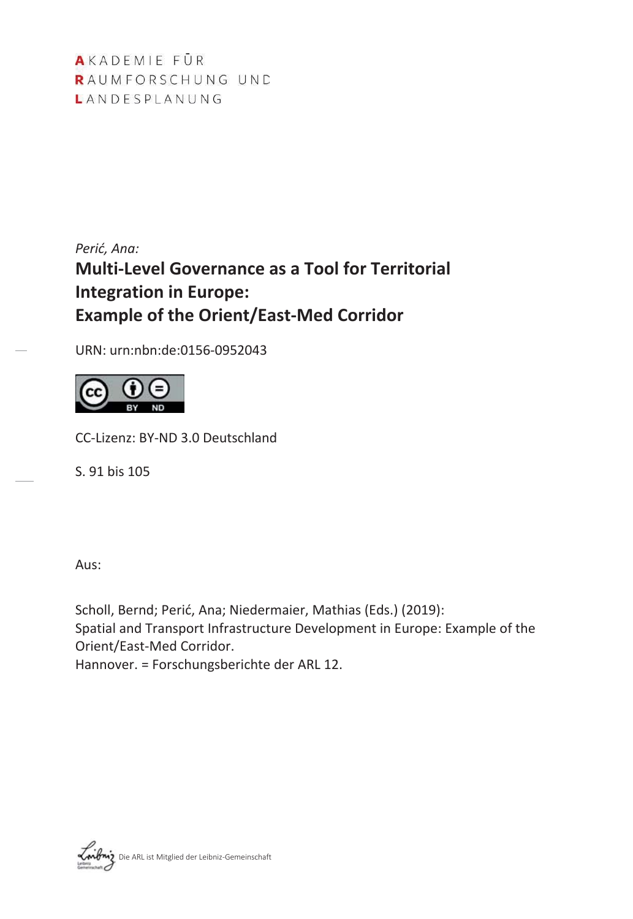AKADEMIE FÜR
RAUMFORSCHUNG UND
LANDESPLANUNG

*Perić, Ana:*

# Multi-Level Governance as a Tool for Territorial Integration in Europe: Example of the Orient/East-Med Corridor

URN: urn:nbn:de:0156-0952043

CC-Lizenz: BY-ND 3.0 Deutschland

S. 91 bis 105

Aus:

Scholl, Bernd; Perić, Ana; Niedermaier, Mathias (Eds.) (2019):
Spatial and Transport Infrastructure Development in Europe: Example of the Orient/East-Med Corridor.
Hannover. = Forschungsberichte der ARL 12.

Die ARL ist Mitglied der Leibniz-Gemeinschaft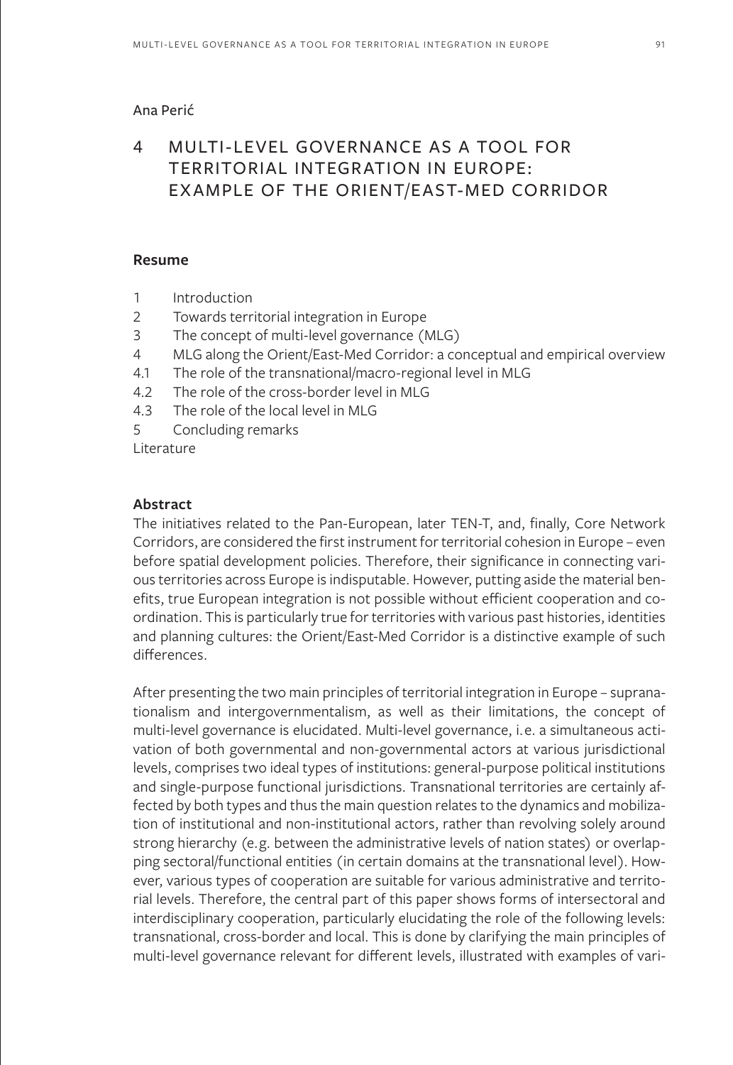Ana Perić

# 4 MULTI-LEVEL GOVERNANCE AS A TOOL FOR TERRITORIAL INTEGRATION IN EUROPE: EXAMPLE OF THE ORIENT/EAST-MED CORRIDOR

## Resume

1 Introduction
2 Towards territorial integration in Europe
3 The concept of multi-level governance (MLG)
4 MLG along the Orient/East-Med Corridor: a conceptual and empirical overview
4.1 The role of the transnational/macro-regional level in MLG
4.2 The role of the cross-border level in MLG
4.3 The role of the local level in MLG
5 Concluding remarks
Literature

## Abstract

The initiatives related to the Pan-European, later TEN-T, and, finally, Core Network Corridors, are considered the first instrument for territorial cohesion in Europe – even before spatial development policies. Therefore, their significance in connecting various territories across Europe is indisputable. However, putting aside the material benefits, true European integration is not possible without efficient cooperation and coordination. This is particularly true for territories with various past histories, identities and planning cultures: the Orient/East-Med Corridor is a distinctive example of such differences.

After presenting the two main principles of territorial integration in Europe – supranationalism and intergovernmentalism, as well as their limitations, the concept of multi-level governance is elucidated. Multi-level governance, i. e. a simultaneous activation of both governmental and non-governmental actors at various jurisdictional levels, comprises two ideal types of institutions: general-purpose political institutions and single-purpose functional jurisdictions. Transnational territories are certainly affected by both types and thus the main question relates to the dynamics and mobilization of institutional and non-institutional actors, rather than revolving solely around strong hierarchy (e.g. between the administrative levels of nation states) or overlapping sectoral/functional entities (in certain domains at the transnational level). However, various types of cooperation are suitable for various administrative and territorial levels. Therefore, the central part of this paper shows forms of intersectoral and interdisciplinary cooperation, particularly elucidating the role of the following levels: transnational, cross-border and local. This is done by clarifying the main principles of multi-level governance relevant for different levels, illustrated with examples of vari-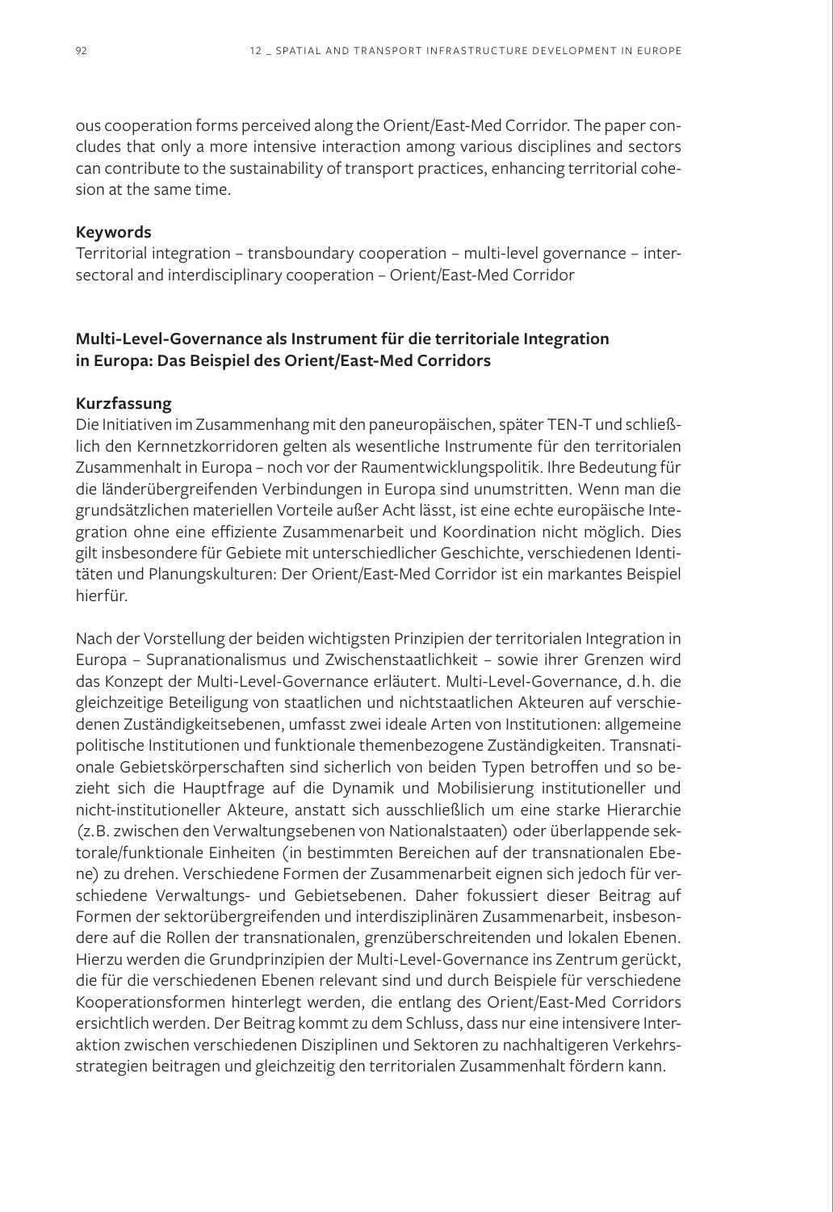ous cooperation forms perceived along the Orient/East-Med Corridor. The paper concludes that only a more intensive interaction among various disciplines and sectors can contribute to the sustainability of transport practices, enhancing territorial cohesion at the same time.

**Keywords**

Territorial integration – transboundary cooperation – multi-level governance – intersectoral and interdisciplinary cooperation – Orient/East-Med Corridor

### Multi-Level-Governance als Instrument für die territoriale Integration in Europa: Das Beispiel des Orient/East-Med Corridors

**Kurzfassung**

Die Initiativen im Zusammenhang mit den paneuropäischen, später TEN-T und schließlich den Kernnetzkorridoren gelten als wesentliche Instrumente für den territorialen Zusammenhalt in Europa – noch vor der Raumentwicklungspolitik. Ihre Bedeutung für die länderübergreifenden Verbindungen in Europa sind unumstritten. Wenn man die grundsätzlichen materiellen Vorteile außer Acht lässt, ist eine echte europäische Integration ohne eine effiziente Zusammenarbeit und Koordination nicht möglich. Dies gilt insbesondere für Gebiete mit unterschiedlicher Geschichte, verschiedenen Identitäten und Planungskulturen: Der Orient/East-Med Corridor ist ein markantes Beispiel hierfür.

Nach der Vorstellung der beiden wichtigsten Prinzipien der territorialen Integration in Europa – Supranationalismus und Zwischenstaatlichkeit – sowie ihrer Grenzen wird das Konzept der Multi-Level-Governance erläutert. Multi-Level-Governance, d. h. die gleichzeitige Beteiligung von staatlichen und nichtstaatlichen Akteuren auf verschiedenen Zuständigkeitsebenen, umfasst zwei ideale Arten von Institutionen: allgemeine politische Institutionen und funktionale themenbezogene Zuständigkeiten. Transnationale Gebietskörperschaften sind sicherlich von beiden Typen betroffen und so bezieht sich die Hauptfrage auf die Dynamik und Mobilisierung institutioneller und nicht-institutioneller Akteure, anstatt sich ausschließlich um eine starke Hierarchie (z. B. zwischen den Verwaltungsebenen von Nationalstaaten) oder überlappende sektorale/funktionale Einheiten (in bestimmten Bereichen auf der transnationalen Ebene) zu drehen. Verschiedene Formen der Zusammenarbeit eignen sich jedoch für verschiedene Verwaltungs- und Gebietsebenen. Daher fokussiert dieser Beitrag auf Formen der sektorübergreifenden und interdisziplinären Zusammenarbeit, insbesondere auf die Rollen der transnationalen, grenzüberschreitenden und lokalen Ebenen. Hierzu werden die Grundprinzipien der Multi-Level-Governance ins Zentrum gerückt, die für die verschiedenen Ebenen relevant sind und durch Beispiele für verschiedene Kooperationsformen hinterlegt werden, die entlang des Orient/East-Med Corridors ersichtlich werden. Der Beitrag kommt zu dem Schluss, dass nur eine intensivere Interaktion zwischen verschiedenen Disziplinen und Sektoren zu nachhaltigeren Verkehrsstrategien beitragen und gleichzeitig den territorialen Zusammenhalt fördern kann.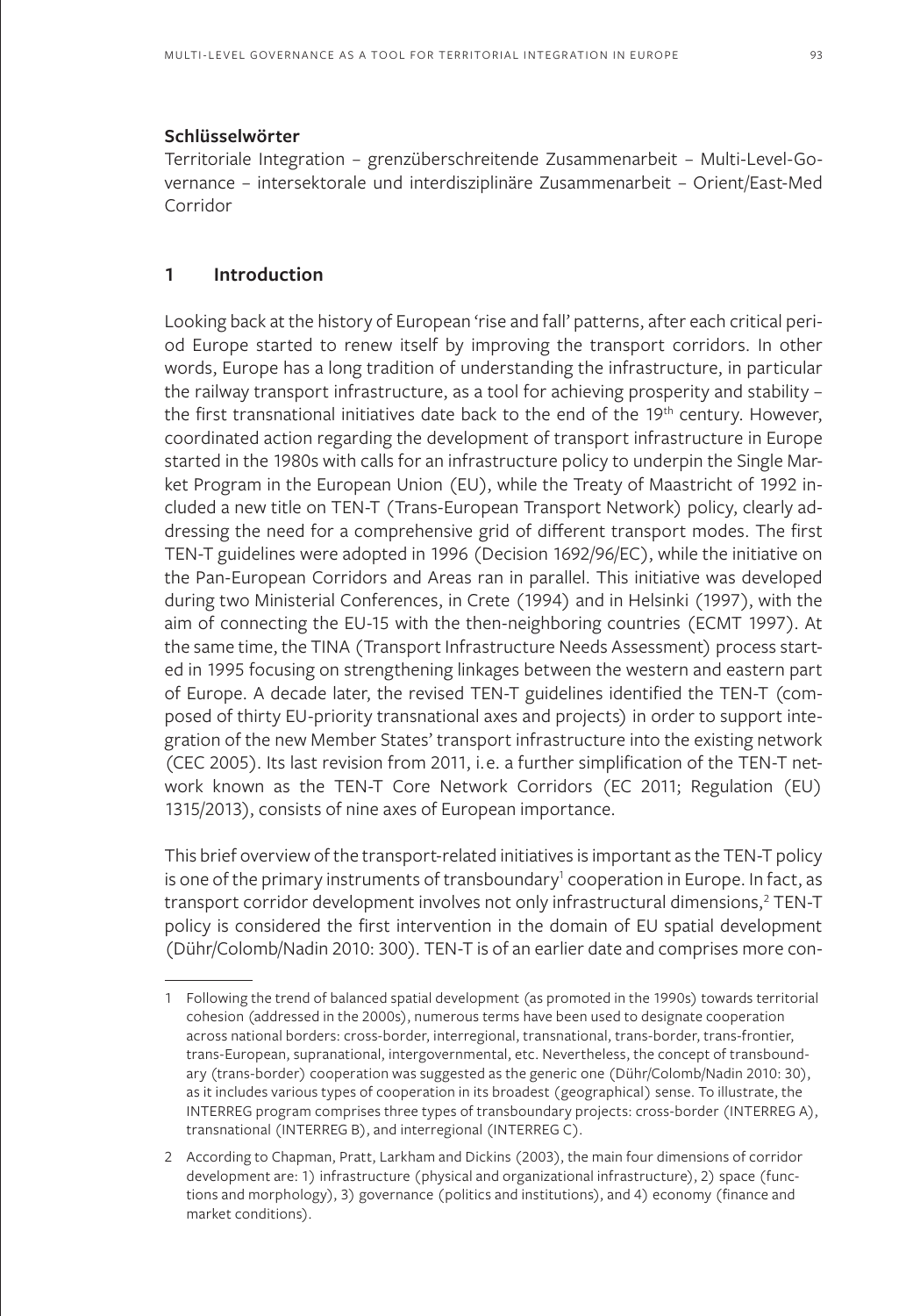**Schlüsselwörter**

Territoriale Integration – grenzüberschreitende Zusammenarbeit – Multi-Level-Governance – intersektorale und interdisziplinäre Zusammenarbeit – Orient/East-Med Corridor

## 1 Introduction

Looking back at the history of European 'rise and fall' patterns, after each critical period Europe started to renew itself by improving the transport corridors. In other words, Europe has a long tradition of understanding the infrastructure, in particular the railway transport infrastructure, as a tool for achieving prosperity and stability – the first transnational initiatives date back to the end of the 19th century. However, coordinated action regarding the development of transport infrastructure in Europe started in the 1980s with calls for an infrastructure policy to underpin the Single Market Program in the European Union (EU), while the Treaty of Maastricht of 1992 included a new title on TEN-T (Trans-European Transport Network) policy, clearly addressing the need for a comprehensive grid of different transport modes. The first TEN-T guidelines were adopted in 1996 (Decision 1692/96/EC), while the initiative on the Pan-European Corridors and Areas ran in parallel. This initiative was developed during two Ministerial Conferences, in Crete (1994) and in Helsinki (1997), with the aim of connecting the EU-15 with the then-neighboring countries (ECMT 1997). At the same time, the TINA (Transport Infrastructure Needs Assessment) process started in 1995 focusing on strengthening linkages between the western and eastern part of Europe. A decade later, the revised TEN-T guidelines identified the TEN-T (composed of thirty EU-priority transnational axes and projects) in order to support integration of the new Member States' transport infrastructure into the existing network (CEC 2005). Its last revision from 2011, i.e. a further simplification of the TEN-T network known as the TEN-T Core Network Corridors (EC 2011; Regulation (EU) 1315/2013), consists of nine axes of European importance.

This brief overview of the transport-related initiatives is important as the TEN-T policy is one of the primary instruments of transboundary[1] cooperation in Europe. In fact, as transport corridor development involves not only infrastructural dimensions,[2] TEN-T policy is considered the first intervention in the domain of EU spatial development (Dühr/Colomb/Nadin 2010: 300). TEN-T is of an earlier date and comprises more con-

---

1 Following the trend of balanced spatial development (as promoted in the 1990s) towards territorial cohesion (addressed in the 2000s), numerous terms have been used to designate cooperation across national borders: cross-border, interregional, transnational, trans-border, trans-frontier, trans-European, supranational, intergovernmental, etc. Nevertheless, the concept of transboundary (trans-border) cooperation was suggested as the generic one (Dühr/Colomb/Nadin 2010: 30), as it includes various types of cooperation in its broadest (geographical) sense. To illustrate, the INTERREG program comprises three types of transboundary projects: cross-border (INTERREG A), transnational (INTERREG B), and interregional (INTERREG C).

2 According to Chapman, Pratt, Larkham and Dickins (2003), the main four dimensions of corridor development are: 1) infrastructure (physical and organizational infrastructure), 2) space (functions and morphology), 3) governance (politics and institutions), and 4) economy (finance and market conditions).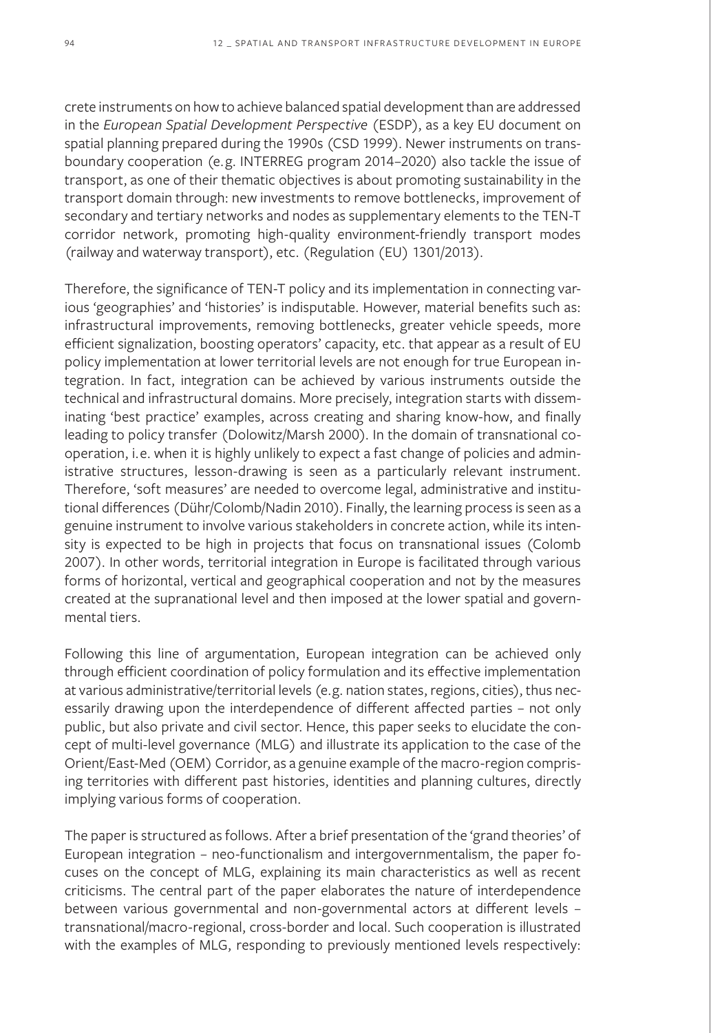crete instruments on how to achieve balanced spatial development than are addressed in the *European Spatial Development Perspective* (ESDP), as a key EU document on spatial planning prepared during the 1990s (CSD 1999). Newer instruments on transboundary cooperation (e.g. INTERREG program 2014–2020) also tackle the issue of transport, as one of their thematic objectives is about promoting sustainability in the transport domain through: new investments to remove bottlenecks, improvement of secondary and tertiary networks and nodes as supplementary elements to the TEN-T corridor network, promoting high-quality environment-friendly transport modes (railway and waterway transport), etc. (Regulation (EU) 1301/2013).

Therefore, the significance of TEN-T policy and its implementation in connecting various 'geographies' and 'histories' is indisputable. However, material benefits such as: infrastructural improvements, removing bottlenecks, greater vehicle speeds, more efficient signalization, boosting operators' capacity, etc. that appear as a result of EU policy implementation at lower territorial levels are not enough for true European integration. In fact, integration can be achieved by various instruments outside the technical and infrastructural domains. More precisely, integration starts with disseminating 'best practice' examples, across creating and sharing know-how, and finally leading to policy transfer (Dolowitz/Marsh 2000). In the domain of transnational cooperation, i.e. when it is highly unlikely to expect a fast change of policies and administrative structures, lesson-drawing is seen as a particularly relevant instrument. Therefore, 'soft measures' are needed to overcome legal, administrative and institutional differences (Dühr/Colomb/Nadin 2010). Finally, the learning process is seen as a genuine instrument to involve various stakeholders in concrete action, while its intensity is expected to be high in projects that focus on transnational issues (Colomb 2007). In other words, territorial integration in Europe is facilitated through various forms of horizontal, vertical and geographical cooperation and not by the measures created at the supranational level and then imposed at the lower spatial and governmental tiers.

Following this line of argumentation, European integration can be achieved only through efficient coordination of policy formulation and its effective implementation at various administrative/territorial levels (e.g. nation states, regions, cities), thus necessarily drawing upon the interdependence of different affected parties – not only public, but also private and civil sector. Hence, this paper seeks to elucidate the concept of multi-level governance (MLG) and illustrate its application to the case of the Orient/East-Med (OEM) Corridor, as a genuine example of the macro-region comprising territories with different past histories, identities and planning cultures, directly implying various forms of cooperation.

The paper is structured as follows. After a brief presentation of the 'grand theories' of European integration – neo-functionalism and intergovernmentalism, the paper focuses on the concept of MLG, explaining its main characteristics as well as recent criticisms. The central part of the paper elaborates the nature of interdependence between various governmental and non-governmental actors at different levels – transnational/macro-regional, cross-border and local. Such cooperation is illustrated with the examples of MLG, responding to previously mentioned levels respectively: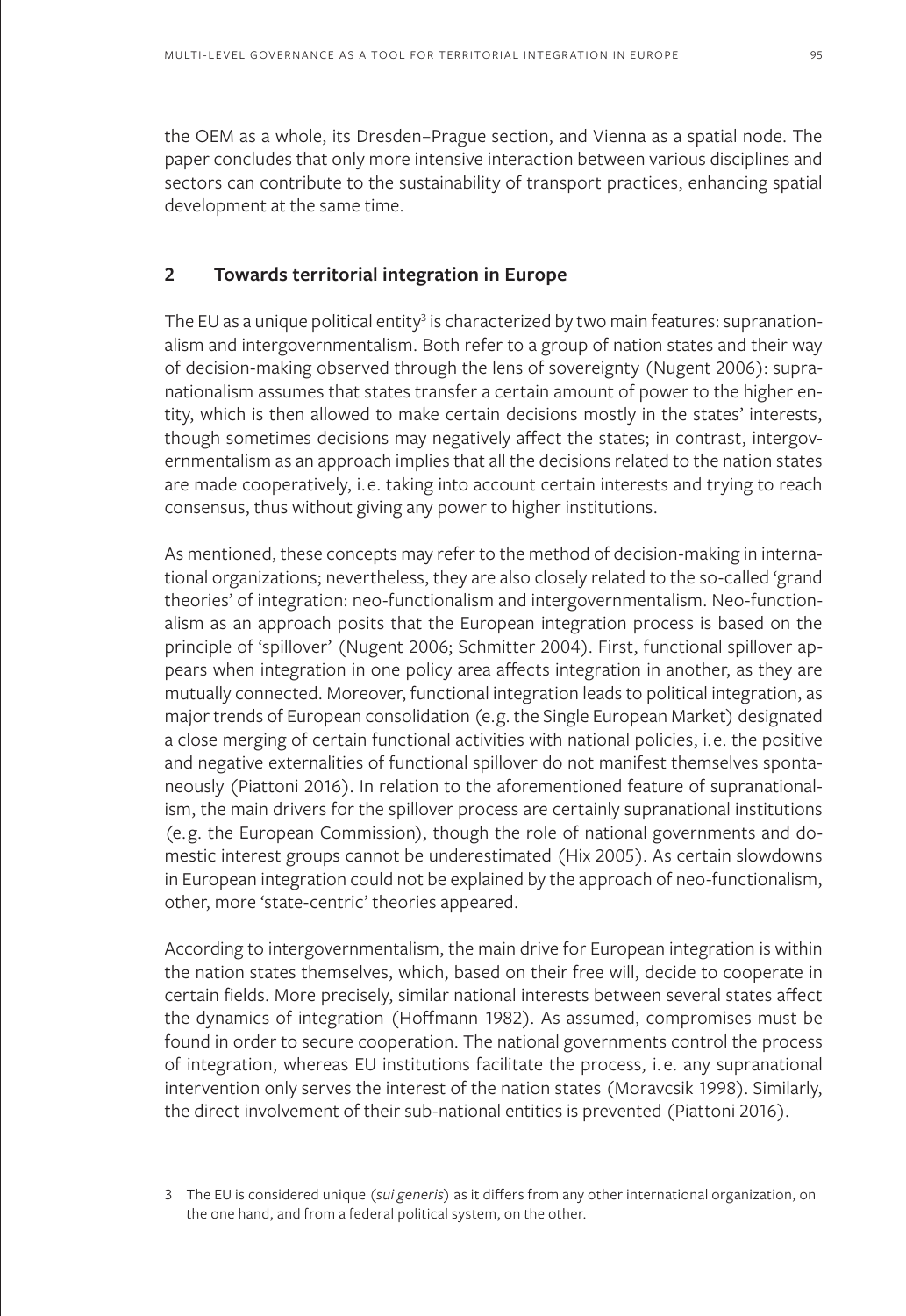the OEM as a whole, its Dresden–Prague section, and Vienna as a spatial node. The paper concludes that only more intensive interaction between various disciplines and sectors can contribute to the sustainability of transport practices, enhancing spatial development at the same time.

## 2 Towards territorial integration in Europe

The EU as a unique political entity[3] is characterized by two main features: supranationalism and intergovernmentalism. Both refer to a group of nation states and their way of decision-making observed through the lens of sovereignty (Nugent 2006): supranationalism assumes that states transfer a certain amount of power to the higher entity, which is then allowed to make certain decisions mostly in the states' interests, though sometimes decisions may negatively affect the states; in contrast, intergovernmentalism as an approach implies that all the decisions related to the nation states are made cooperatively, i.e. taking into account certain interests and trying to reach consensus, thus without giving any power to higher institutions.

As mentioned, these concepts may refer to the method of decision-making in international organizations; nevertheless, they are also closely related to the so-called 'grand theories' of integration: neo-functionalism and intergovernmentalism. Neo-functionalism as an approach posits that the European integration process is based on the principle of 'spillover' (Nugent 2006; Schmitter 2004). First, functional spillover appears when integration in one policy area affects integration in another, as they are mutually connected. Moreover, functional integration leads to political integration, as major trends of European consolidation (e.g. the Single European Market) designated a close merging of certain functional activities with national policies, i.e. the positive and negative externalities of functional spillover do not manifest themselves spontaneously (Piattoni 2016). In relation to the aforementioned feature of supranationalism, the main drivers for the spillover process are certainly supranational institutions (e.g. the European Commission), though the role of national governments and domestic interest groups cannot be underestimated (Hix 2005). As certain slowdowns in European integration could not be explained by the approach of neo-functionalism, other, more 'state-centric' theories appeared.

According to intergovernmentalism, the main drive for European integration is within the nation states themselves, which, based on their free will, decide to cooperate in certain fields. More precisely, similar national interests between several states affect the dynamics of integration (Hoffmann 1982). As assumed, compromises must be found in order to secure cooperation. The national governments control the process of integration, whereas EU institutions facilitate the process, i.e. any supranational intervention only serves the interest of the nation states (Moravcsik 1998). Similarly, the direct involvement of their sub-national entities is prevented (Piattoni 2016).

---

3 The EU is considered unique (*sui generis*) as it differs from any other international organization, on the one hand, and from a federal political system, on the other.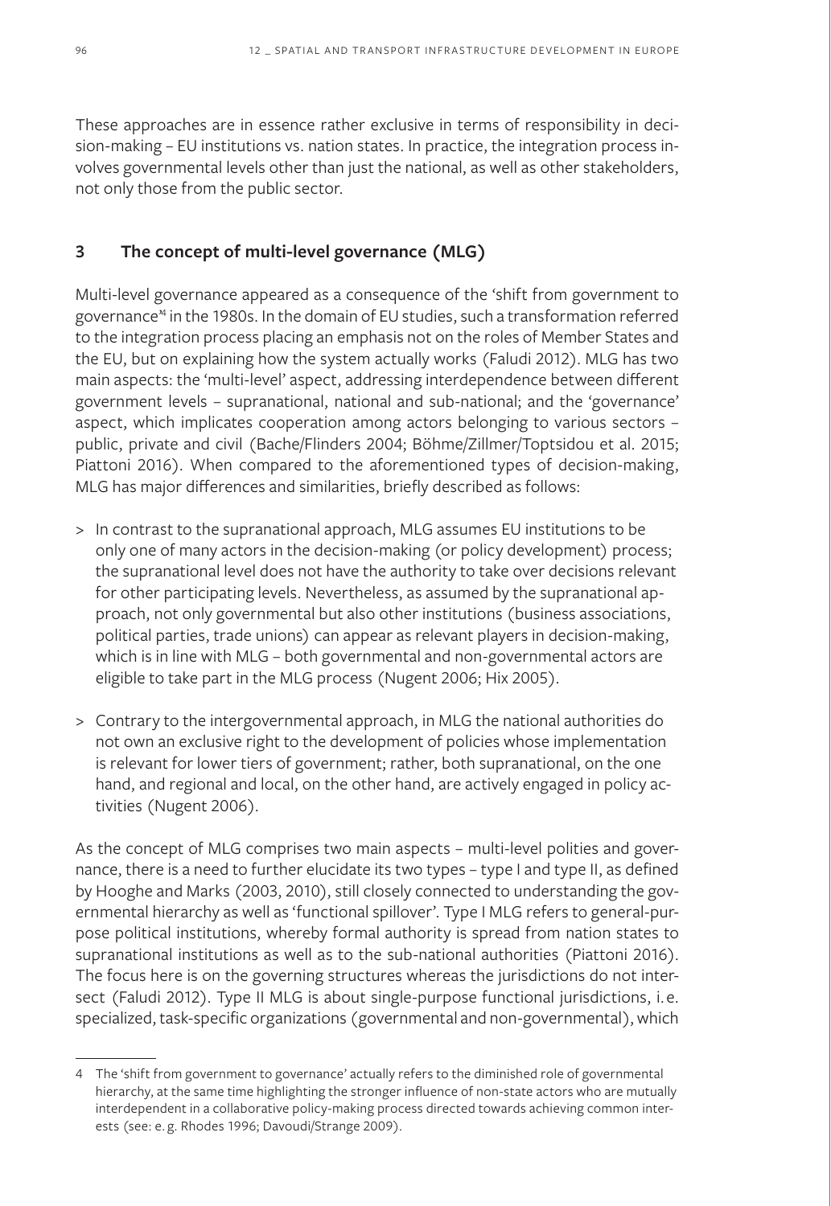These approaches are in essence rather exclusive in terms of responsibility in decision-making – EU institutions vs. nation states. In practice, the integration process involves governmental levels other than just the national, as well as other stakeholders, not only those from the public sector.

## 3 The concept of multi-level governance (MLG)

Multi-level governance appeared as a consequence of the 'shift from government to governance'[4] in the 1980s. In the domain of EU studies, such a transformation referred to the integration process placing an emphasis not on the roles of Member States and the EU, but on explaining how the system actually works (Faludi 2012). MLG has two main aspects: the 'multi-level' aspect, addressing interdependence between different government levels – supranational, national and sub-national; and the 'governance' aspect, which implicates cooperation among actors belonging to various sectors – public, private and civil (Bache/Flinders 2004; Böhme/Zillmer/Toptsidou et al. 2015; Piattoni 2016). When compared to the aforementioned types of decision-making, MLG has major differences and similarities, briefly described as follows:

> In contrast to the supranational approach, MLG assumes EU institutions to be only one of many actors in the decision-making (or policy development) process; the supranational level does not have the authority to take over decisions relevant for other participating levels. Nevertheless, as assumed by the supranational approach, not only governmental but also other institutions (business associations, political parties, trade unions) can appear as relevant players in decision-making, which is in line with MLG – both governmental and non-governmental actors are eligible to take part in the MLG process (Nugent 2006; Hix 2005).

> Contrary to the intergovernmental approach, in MLG the national authorities do not own an exclusive right to the development of policies whose implementation is relevant for lower tiers of government; rather, both supranational, on the one hand, and regional and local, on the other hand, are actively engaged in policy activities (Nugent 2006).

As the concept of MLG comprises two main aspects – multi-level polities and governance, there is a need to further elucidate its two types – type I and type II, as defined by Hooghe and Marks (2003, 2010), still closely connected to understanding the governmental hierarchy as well as 'functional spillover'. Type I MLG refers to general-purpose political institutions, whereby formal authority is spread from nation states to supranational institutions as well as to the sub-national authorities (Piattoni 2016). The focus here is on the governing structures whereas the jurisdictions do not intersect (Faludi 2012). Type II MLG is about single-purpose functional jurisdictions, i. e. specialized, task-specific organizations (governmental and non-governmental), which

---

4 The 'shift from government to governance' actually refers to the diminished role of governmental hierarchy, at the same time highlighting the stronger influence of non-state actors who are mutually interdependent in a collaborative policy-making process directed towards achieving common interests (see: e. g. Rhodes 1996; Davoudi/Strange 2009).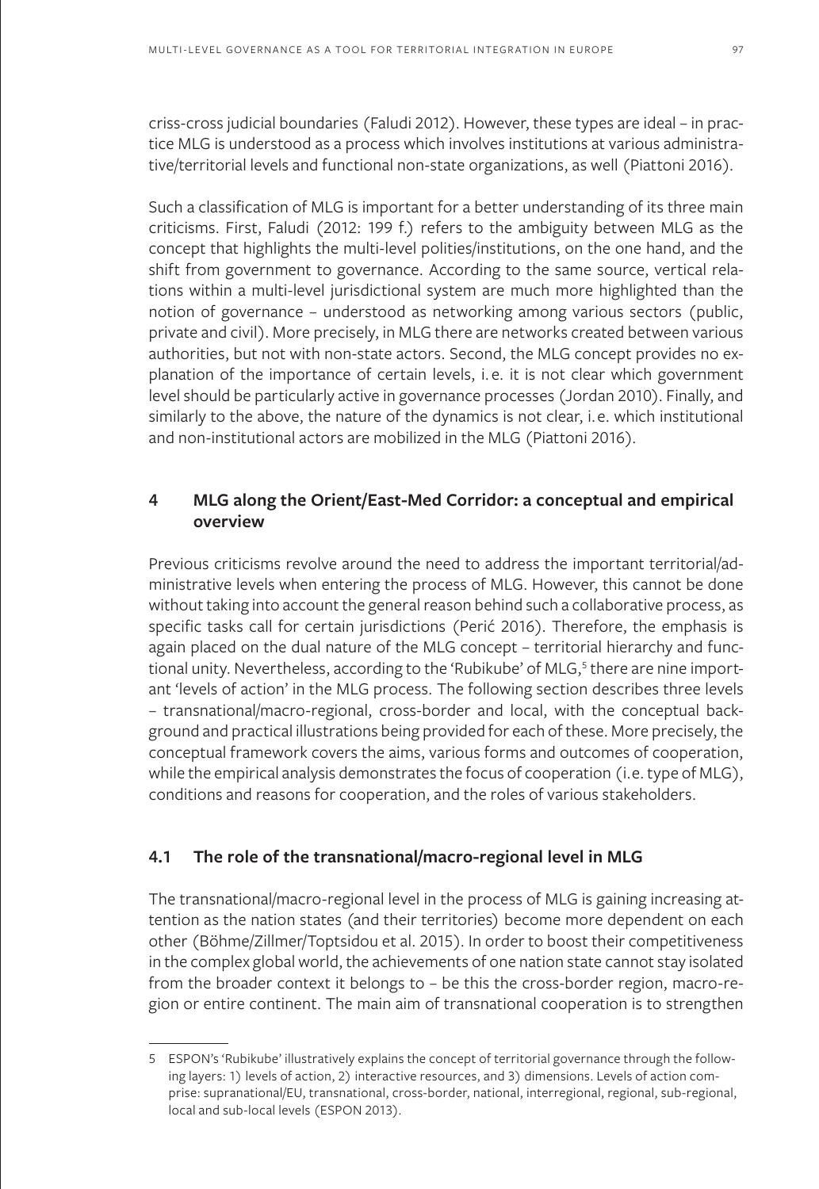criss-cross judicial boundaries (Faludi 2012). However, these types are ideal – in practice MLG is understood as a process which involves institutions at various administrative/territorial levels and functional non-state organizations, as well (Piattoni 2016).

Such a classification of MLG is important for a better understanding of its three main criticisms. First, Faludi (2012: 199 f.) refers to the ambiguity between MLG as the concept that highlights the multi-level polities/institutions, on the one hand, and the shift from government to governance. According to the same source, vertical relations within a multi-level jurisdictional system are much more highlighted than the notion of governance – understood as networking among various sectors (public, private and civil). More precisely, in MLG there are networks created between various authorities, but not with non-state actors. Second, the MLG concept provides no explanation of the importance of certain levels, i. e. it is not clear which government level should be particularly active in governance processes (Jordan 2010). Finally, and similarly to the above, the nature of the dynamics is not clear, i. e. which institutional and non-institutional actors are mobilized in the MLG (Piattoni 2016).

## 4 MLG along the Orient/East-Med Corridor: a conceptual and empirical overview

Previous criticisms revolve around the need to address the important territorial/administrative levels when entering the process of MLG. However, this cannot be done without taking into account the general reason behind such a collaborative process, as specific tasks call for certain jurisdictions (Perić 2016). Therefore, the emphasis is again placed on the dual nature of the MLG concept – territorial hierarchy and functional unity. Nevertheless, according to the 'Rubikube' of MLG,[5] there are nine important 'levels of action' in the MLG process. The following section describes three levels – transnational/macro-regional, cross-border and local, with the conceptual background and practical illustrations being provided for each of these. More precisely, the conceptual framework covers the aims, various forms and outcomes of cooperation, while the empirical analysis demonstrates the focus of cooperation (i.e. type of MLG), conditions and reasons for cooperation, and the roles of various stakeholders.

### 4.1 The role of the transnational/macro-regional level in MLG

The transnational/macro-regional level in the process of MLG is gaining increasing attention as the nation states (and their territories) become more dependent on each other (Böhme/Zillmer/Toptsidou et al. 2015). In order to boost their competitiveness in the complex global world, the achievements of one nation state cannot stay isolated from the broader context it belongs to – be this the cross-border region, macro-region or entire continent. The main aim of transnational cooperation is to strengthen

---

5 ESPON's 'Rubikube' illustratively explains the concept of territorial governance through the following layers: 1) levels of action, 2) interactive resources, and 3) dimensions. Levels of action comprise: supranational/EU, transnational, cross-border, national, interregional, regional, sub-regional, local and sub-local levels (ESPON 2013).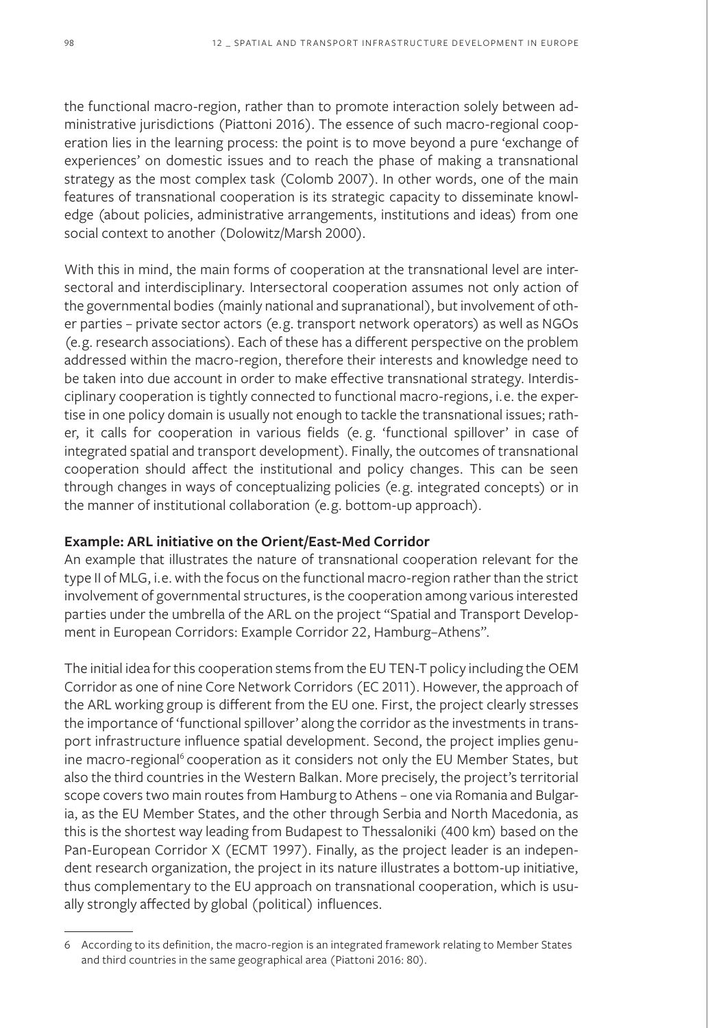the functional macro-region, rather than to promote interaction solely between administrative jurisdictions (Piattoni 2016). The essence of such macro-regional cooperation lies in the learning process: the point is to move beyond a pure 'exchange of experiences' on domestic issues and to reach the phase of making a transnational strategy as the most complex task (Colomb 2007). In other words, one of the main features of transnational cooperation is its strategic capacity to disseminate knowledge (about policies, administrative arrangements, institutions and ideas) from one social context to another (Dolowitz/Marsh 2000).

With this in mind, the main forms of cooperation at the transnational level are intersectoral and interdisciplinary. Intersectoral cooperation assumes not only action of the governmental bodies (mainly national and supranational), but involvement of other parties – private sector actors (e.g. transport network operators) as well as NGOs (e.g. research associations). Each of these has a different perspective on the problem addressed within the macro-region, therefore their interests and knowledge need to be taken into due account in order to make effective transnational strategy. Interdisciplinary cooperation is tightly connected to functional macro-regions, i.e. the expertise in one policy domain is usually not enough to tackle the transnational issues; rather, it calls for cooperation in various fields (e.g. 'functional spillover' in case of integrated spatial and transport development). Finally, the outcomes of transnational cooperation should affect the institutional and policy changes. This can be seen through changes in ways of conceptualizing policies (e.g. integrated concepts) or in the manner of institutional collaboration (e.g. bottom-up approach).

**Example: ARL initiative on the Orient/East-Med Corridor**

An example that illustrates the nature of transnational cooperation relevant for the type II of MLG, i.e. with the focus on the functional macro-region rather than the strict involvement of governmental structures, is the cooperation among various interested parties under the umbrella of the ARL on the project "Spatial and Transport Development in European Corridors: Example Corridor 22, Hamburg–Athens".

The initial idea for this cooperation stems from the EU TEN-T policy including the OEM Corridor as one of nine Core Network Corridors (EC 2011). However, the approach of the ARL working group is different from the EU one. First, the project clearly stresses the importance of 'functional spillover' along the corridor as the investments in transport infrastructure influence spatial development. Second, the project implies genuine macro-regional[6] cooperation as it considers not only the EU Member States, but also the third countries in the Western Balkan. More precisely, the project's territorial scope covers two main routes from Hamburg to Athens – one via Romania and Bulgaria, as the EU Member States, and the other through Serbia and North Macedonia, as this is the shortest way leading from Budapest to Thessaloniki (400 km) based on the Pan-European Corridor X (ECMT 1997). Finally, as the project leader is an independent research organization, the project in its nature illustrates a bottom-up initiative, thus complementary to the EU approach on transnational cooperation, which is usually strongly affected by global (political) influences.

---

6 According to its definition, the macro-region is an integrated framework relating to Member States and third countries in the same geographical area (Piattoni 2016: 80).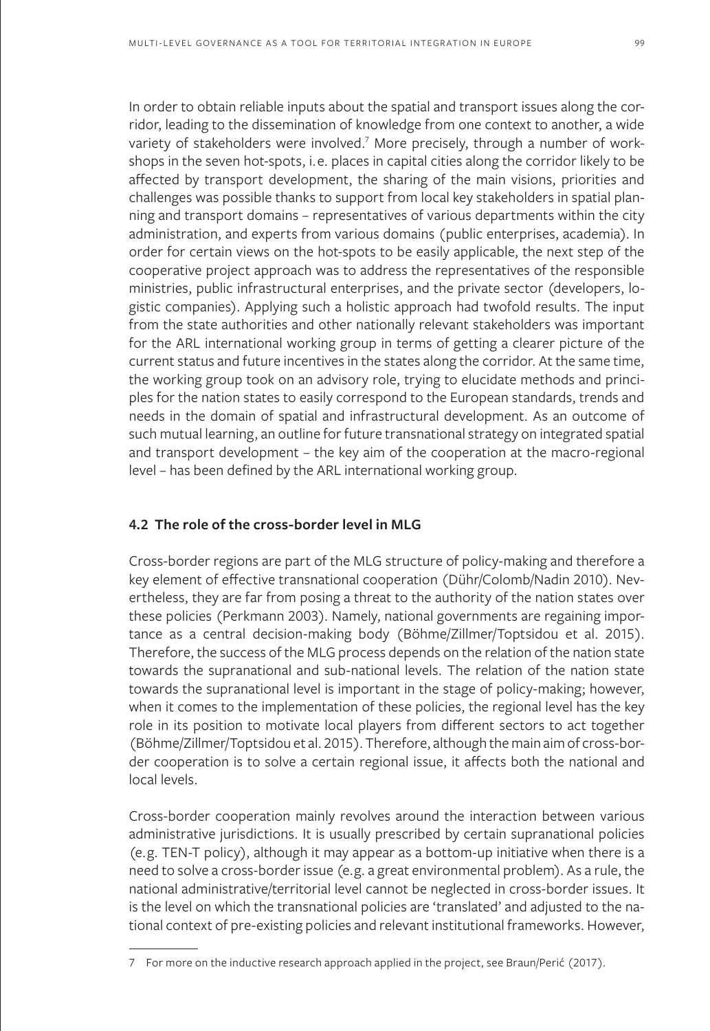In order to obtain reliable inputs about the spatial and transport issues along the corridor, leading to the dissemination of knowledge from one context to another, a wide variety of stakeholders were involved.[7] More precisely, through a number of workshops in the seven hot-spots, i. e. places in capital cities along the corridor likely to be affected by transport development, the sharing of the main visions, priorities and challenges was possible thanks to support from local key stakeholders in spatial planning and transport domains – representatives of various departments within the city administration, and experts from various domains (public enterprises, academia). In order for certain views on the hot-spots to be easily applicable, the next step of the cooperative project approach was to address the representatives of the responsible ministries, public infrastructural enterprises, and the private sector (developers, logistic companies). Applying such a holistic approach had twofold results. The input from the state authorities and other nationally relevant stakeholders was important for the ARL international working group in terms of getting a clearer picture of the current status and future incentives in the states along the corridor. At the same time, the working group took on an advisory role, trying to elucidate methods and principles for the nation states to easily correspond to the European standards, trends and needs in the domain of spatial and infrastructural development. As an outcome of such mutual learning, an outline for future transnational strategy on integrated spatial and transport development – the key aim of the cooperation at the macro-regional level – has been defined by the ARL international working group.

## 4.2 The role of the cross-border level in MLG

Cross-border regions are part of the MLG structure of policy-making and therefore a key element of effective transnational cooperation (Dühr/Colomb/Nadin 2010). Nevertheless, they are far from posing a threat to the authority of the nation states over these policies (Perkmann 2003). Namely, national governments are regaining importance as a central decision-making body (Böhme/Zillmer/Toptsidou et al. 2015). Therefore, the success of the MLG process depends on the relation of the nation state towards the supranational and sub-national levels. The relation of the nation state towards the supranational level is important in the stage of policy-making; however, when it comes to the implementation of these policies, the regional level has the key role in its position to motivate local players from different sectors to act together (Böhme/Zillmer/Toptsidou et al. 2015). Therefore, although the main aim of cross-border cooperation is to solve a certain regional issue, it affects both the national and local levels.

Cross-border cooperation mainly revolves around the interaction between various administrative jurisdictions. It is usually prescribed by certain supranational policies (e.g. TEN-T policy), although it may appear as a bottom-up initiative when there is a need to solve a cross-border issue (e.g. a great environmental problem). As a rule, the national administrative/territorial level cannot be neglected in cross-border issues. It is the level on which the transnational policies are 'translated' and adjusted to the national context of pre-existing policies and relevant institutional frameworks. However,

---

7 For more on the inductive research approach applied in the project, see Braun/Perić (2017).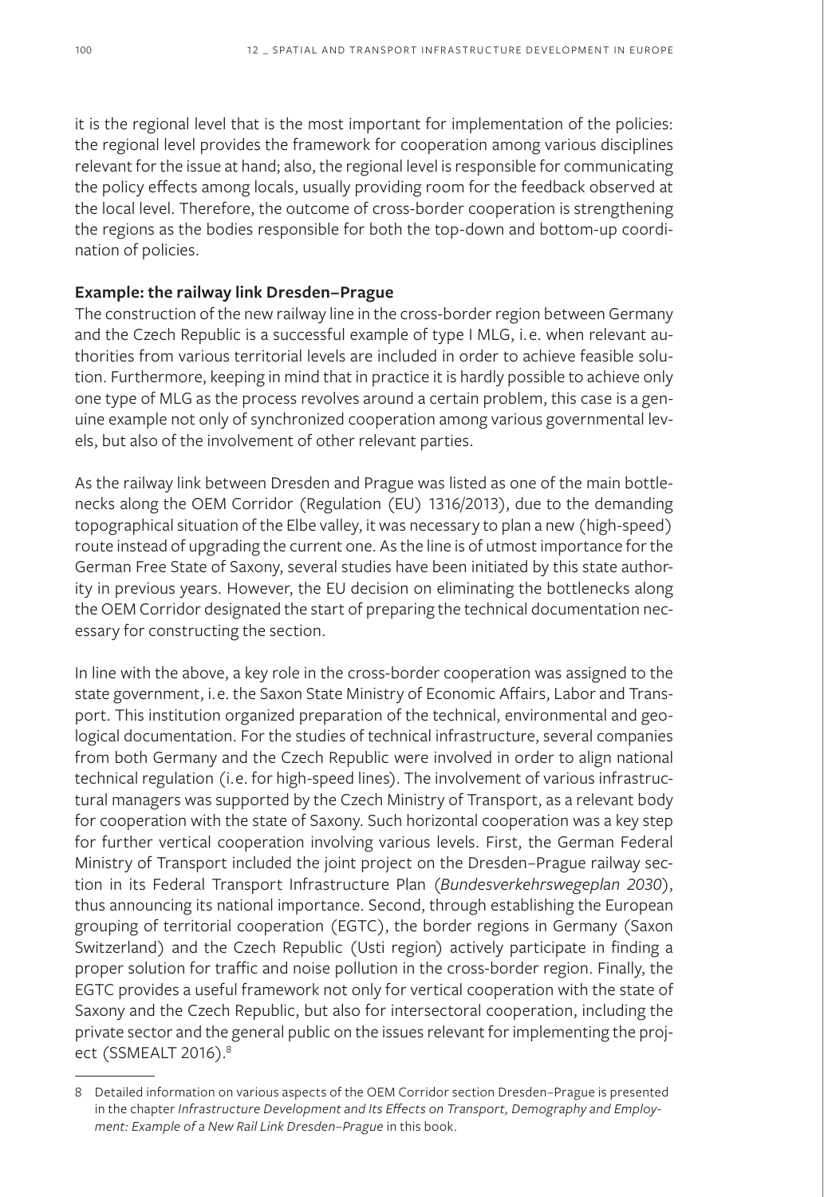it is the regional level that is the most important for implementation of the policies: the regional level provides the framework for cooperation among various disciplines relevant for the issue at hand; also, the regional level is responsible for communicating the policy effects among locals, usually providing room for the feedback observed at the local level. Therefore, the outcome of cross-border cooperation is strengthening the regions as the bodies responsible for both the top-down and bottom-up coordination of policies.

**Example: the railway link Dresden–Prague**

The construction of the new railway line in the cross-border region between Germany and the Czech Republic is a successful example of type I MLG, i.e. when relevant authorities from various territorial levels are included in order to achieve feasible solution. Furthermore, keeping in mind that in practice it is hardly possible to achieve only one type of MLG as the process revolves around a certain problem, this case is a genuine example not only of synchronized cooperation among various governmental levels, but also of the involvement of other relevant parties.

As the railway link between Dresden and Prague was listed as one of the main bottlenecks along the OEM Corridor (Regulation (EU) 1316/2013), due to the demanding topographical situation of the Elbe valley, it was necessary to plan a new (high-speed) route instead of upgrading the current one. As the line is of utmost importance for the German Free State of Saxony, several studies have been initiated by this state authority in previous years. However, the EU decision on eliminating the bottlenecks along the OEM Corridor designated the start of preparing the technical documentation necessary for constructing the section.

In line with the above, a key role in the cross-border cooperation was assigned to the state government, i.e. the Saxon State Ministry of Economic Affairs, Labor and Transport. This institution organized preparation of the technical, environmental and geological documentation. For the studies of technical infrastructure, several companies from both Germany and the Czech Republic were involved in order to align national technical regulation (i.e. for high-speed lines). The involvement of various infrastructural managers was supported by the Czech Ministry of Transport, as a relevant body for cooperation with the state of Saxony. Such horizontal cooperation was a key step for further vertical cooperation involving various levels. First, the German Federal Ministry of Transport included the joint project on the Dresden–Prague railway section in its Federal Transport Infrastructure Plan (*Bundesverkehrswegeplan 2030*), thus announcing its national importance. Second, through establishing the European grouping of territorial cooperation (EGTC), the border regions in Germany (Saxon Switzerland) and the Czech Republic (Usti region) actively participate in finding a proper solution for traffic and noise pollution in the cross-border region. Finally, the EGTC provides a useful framework not only for vertical cooperation with the state of Saxony and the Czech Republic, but also for intersectoral cooperation, including the private sector and the general public on the issues relevant for implementing the project (SSMEALT 2016).[8]

---

8 Detailed information on various aspects of the OEM Corridor section Dresden–Prague is presented in the chapter *Infrastructure Development and Its Effects on Transport, Demography and Employment: Example of a New Rail Link Dresden–Prague* in this book.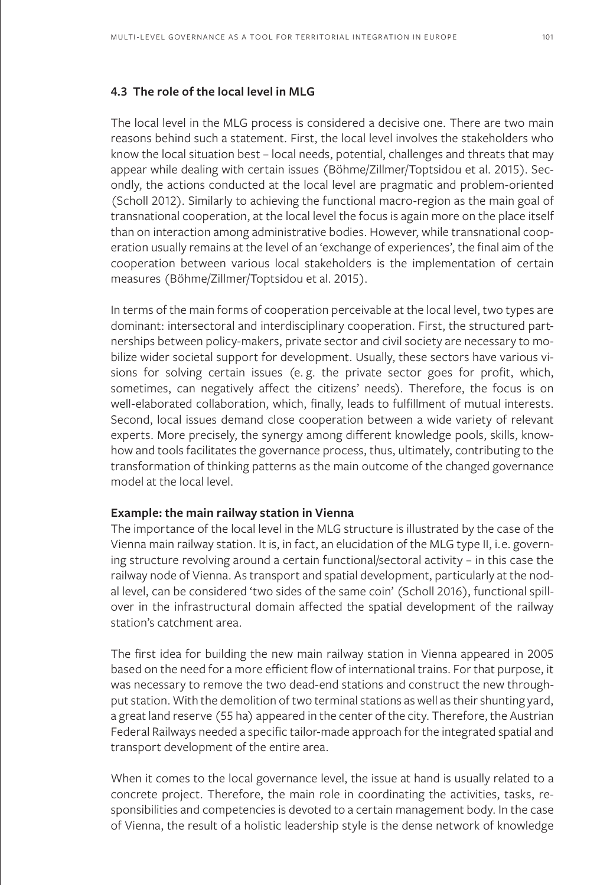### 4.3 The role of the local level in MLG

The local level in the MLG process is considered a decisive one. There are two main reasons behind such a statement. First, the local level involves the stakeholders who know the local situation best – local needs, potential, challenges and threats that may appear while dealing with certain issues (Böhme/Zillmer/Toptsidou et al. 2015). Secondly, the actions conducted at the local level are pragmatic and problem-oriented (Scholl 2012). Similarly to achieving the functional macro-region as the main goal of transnational cooperation, at the local level the focus is again more on the place itself than on interaction among administrative bodies. However, while transnational cooperation usually remains at the level of an 'exchange of experiences', the final aim of the cooperation between various local stakeholders is the implementation of certain measures (Böhme/Zillmer/Toptsidou et al. 2015).

In terms of the main forms of cooperation perceivable at the local level, two types are dominant: intersectoral and interdisciplinary cooperation. First, the structured partnerships between policy-makers, private sector and civil society are necessary to mobilize wider societal support for development. Usually, these sectors have various visions for solving certain issues (e. g. the private sector goes for profit, which, sometimes, can negatively affect the citizens' needs). Therefore, the focus is on well-elaborated collaboration, which, finally, leads to fulfillment of mutual interests. Second, local issues demand close cooperation between a wide variety of relevant experts. More precisely, the synergy among different knowledge pools, skills, know-how and tools facilitates the governance process, thus, ultimately, contributing to the transformation of thinking patterns as the main outcome of the changed governance model at the local level.

**Example: the main railway station in Vienna**

The importance of the local level in the MLG structure is illustrated by the case of the Vienna main railway station. It is, in fact, an elucidation of the MLG type II, i. e. governing structure revolving around a certain functional/sectoral activity – in this case the railway node of Vienna. As transport and spatial development, particularly at the nodal level, can be considered 'two sides of the same coin' (Scholl 2016), functional spillover in the infrastructural domain affected the spatial development of the railway station's catchment area.

The first idea for building the new main railway station in Vienna appeared in 2005 based on the need for a more efficient flow of international trains. For that purpose, it was necessary to remove the two dead-end stations and construct the new throughput station. With the demolition of two terminal stations as well as their shunting yard, a great land reserve (55 ha) appeared in the center of the city. Therefore, the Austrian Federal Railways needed a specific tailor-made approach for the integrated spatial and transport development of the entire area.

When it comes to the local governance level, the issue at hand is usually related to a concrete project. Therefore, the main role in coordinating the activities, tasks, responsibilities and competencies is devoted to a certain management body. In the case of Vienna, the result of a holistic leadership style is the dense network of knowledge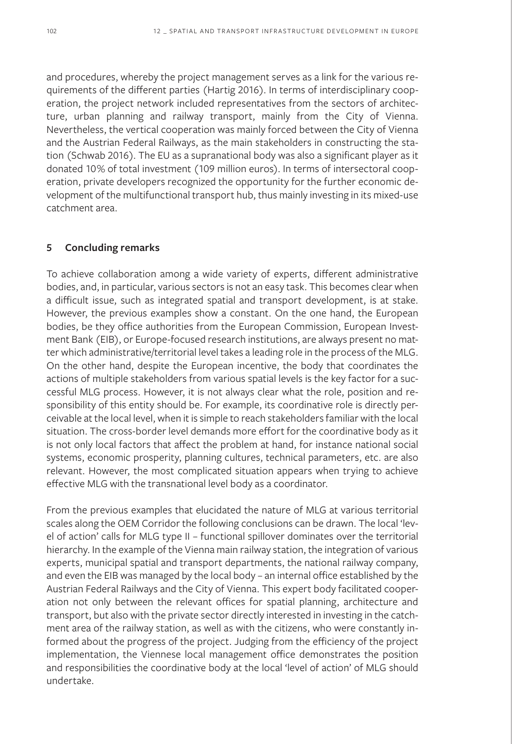and procedures, whereby the project management serves as a link for the various requirements of the different parties (Hartig 2016). In terms of interdisciplinary cooperation, the project network included representatives from the sectors of architecture, urban planning and railway transport, mainly from the City of Vienna. Nevertheless, the vertical cooperation was mainly forced between the City of Vienna and the Austrian Federal Railways, as the main stakeholders in constructing the station (Schwab 2016). The EU as a supranational body was also a significant player as it donated 10% of total investment (109 million euros). In terms of intersectoral cooperation, private developers recognized the opportunity for the further economic development of the multifunctional transport hub, thus mainly investing in its mixed-use catchment area.

## 5 Concluding remarks

To achieve collaboration among a wide variety of experts, different administrative bodies, and, in particular, various sectors is not an easy task. This becomes clear when a difficult issue, such as integrated spatial and transport development, is at stake. However, the previous examples show a constant. On the one hand, the European bodies, be they office authorities from the European Commission, European Investment Bank (EIB), or Europe-focused research institutions, are always present no matter which administrative/territorial level takes a leading role in the process of the MLG. On the other hand, despite the European incentive, the body that coordinates the actions of multiple stakeholders from various spatial levels is the key factor for a successful MLG process. However, it is not always clear what the role, position and responsibility of this entity should be. For example, its coordinative role is directly perceivable at the local level, when it is simple to reach stakeholders familiar with the local situation. The cross-border level demands more effort for the coordinative body as it is not only local factors that affect the problem at hand, for instance national social systems, economic prosperity, planning cultures, technical parameters, etc. are also relevant. However, the most complicated situation appears when trying to achieve effective MLG with the transnational level body as a coordinator.

From the previous examples that elucidated the nature of MLG at various territorial scales along the OEM Corridor the following conclusions can be drawn. The local 'level of action' calls for MLG type II – functional spillover dominates over the territorial hierarchy. In the example of the Vienna main railway station, the integration of various experts, municipal spatial and transport departments, the national railway company, and even the EIB was managed by the local body – an internal office established by the Austrian Federal Railways and the City of Vienna. This expert body facilitated cooperation not only between the relevant offices for spatial planning, architecture and transport, but also with the private sector directly interested in investing in the catchment area of the railway station, as well as with the citizens, who were constantly informed about the progress of the project. Judging from the efficiency of the project implementation, the Viennese local management office demonstrates the position and responsibilities the coordinative body at the local 'level of action' of MLG should undertake.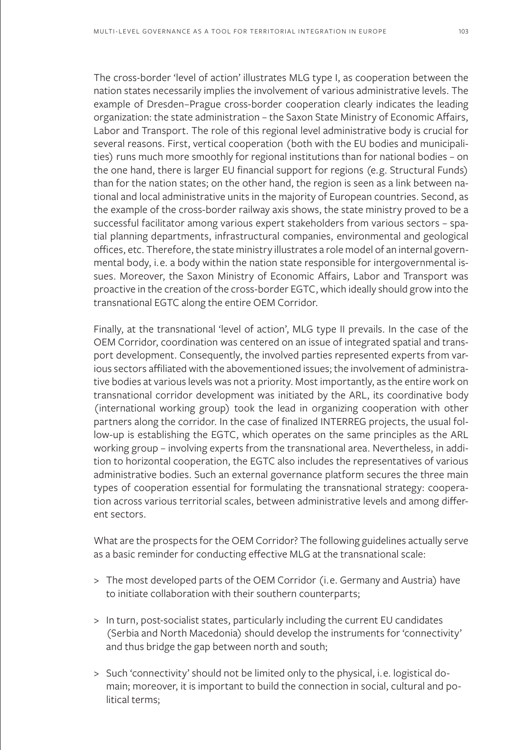The cross-border 'level of action' illustrates MLG type I, as cooperation between the nation states necessarily implies the involvement of various administrative levels. The example of Dresden–Prague cross-border cooperation clearly indicates the leading organization: the state administration – the Saxon State Ministry of Economic Affairs, Labor and Transport. The role of this regional level administrative body is crucial for several reasons. First, vertical cooperation (both with the EU bodies and municipalities) runs much more smoothly for regional institutions than for national bodies – on the one hand, there is larger EU financial support for regions (e.g. Structural Funds) than for the nation states; on the other hand, the region is seen as a link between national and local administrative units in the majority of European countries. Second, as the example of the cross-border railway axis shows, the state ministry proved to be a successful facilitator among various expert stakeholders from various sectors – spatial planning departments, infrastructural companies, environmental and geological offices, etc. Therefore, the state ministry illustrates a role model of an internal governmental body, i.e. a body within the nation state responsible for intergovernmental issues. Moreover, the Saxon Ministry of Economic Affairs, Labor and Transport was proactive in the creation of the cross-border EGTC, which ideally should grow into the transnational EGTC along the entire OEM Corridor.

Finally, at the transnational 'level of action', MLG type II prevails. In the case of the OEM Corridor, coordination was centered on an issue of integrated spatial and transport development. Consequently, the involved parties represented experts from various sectors affiliated with the abovementioned issues; the involvement of administrative bodies at various levels was not a priority. Most importantly, as the entire work on transnational corridor development was initiated by the ARL, its coordinative body (international working group) took the lead in organizing cooperation with other partners along the corridor. In the case of finalized INTERREG projects, the usual follow-up is establishing the EGTC, which operates on the same principles as the ARL working group – involving experts from the transnational area. Nevertheless, in addition to horizontal cooperation, the EGTC also includes the representatives of various administrative bodies. Such an external governance platform secures the three main types of cooperation essential for formulating the transnational strategy: cooperation across various territorial scales, between administrative levels and among different sectors.

What are the prospects for the OEM Corridor? The following guidelines actually serve as a basic reminder for conducting effective MLG at the transnational scale:

> The most developed parts of the OEM Corridor (i.e. Germany and Austria) have to initiate collaboration with their southern counterparts;

> In turn, post-socialist states, particularly including the current EU candidates (Serbia and North Macedonia) should develop the instruments for 'connectivity' and thus bridge the gap between north and south;

> Such 'connectivity' should not be limited only to the physical, i.e. logistical domain; moreover, it is important to build the connection in social, cultural and political terms;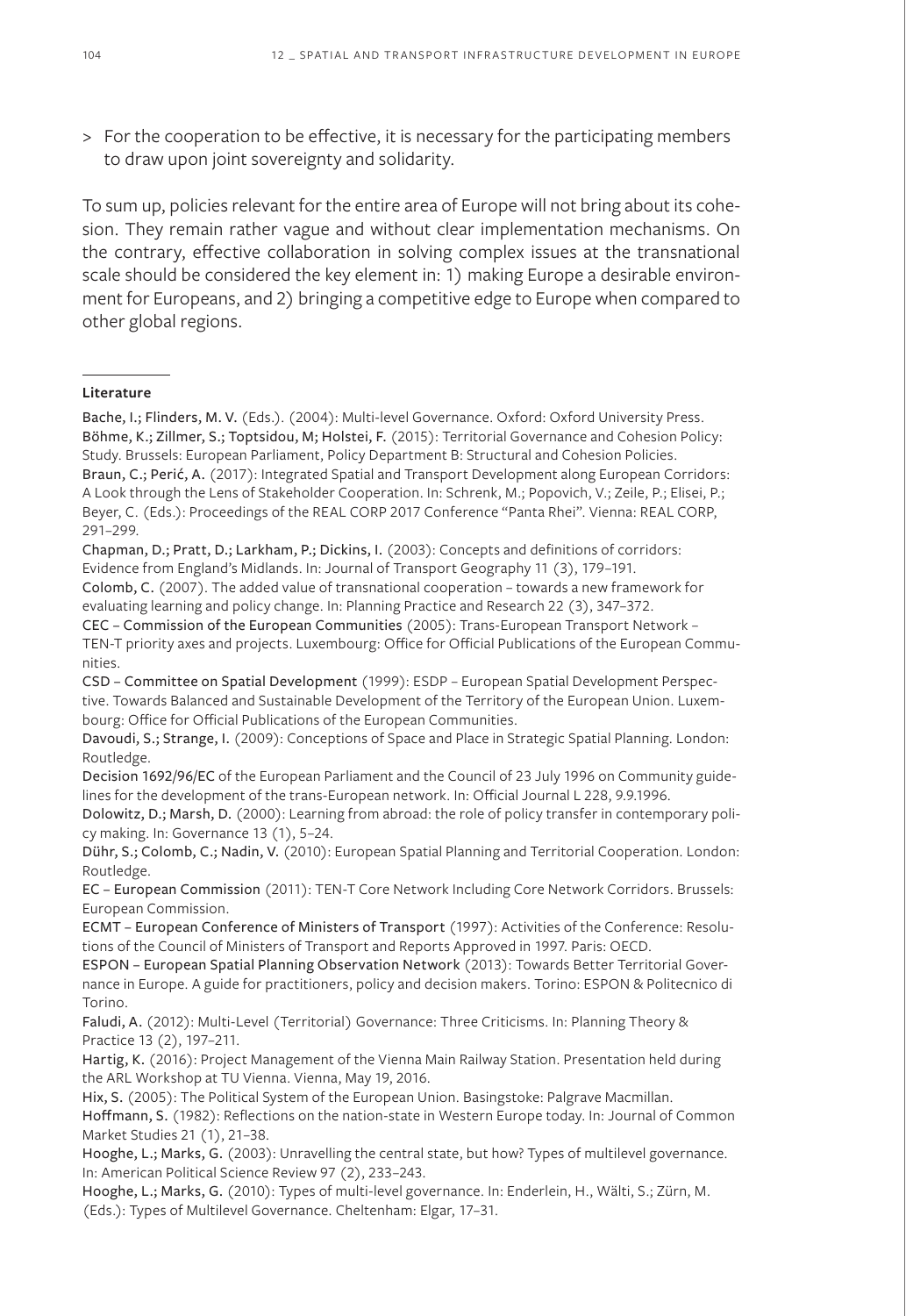> For the cooperation to be effective, it is necessary for the participating members to draw upon joint sovereignty and solidarity.

To sum up, policies relevant for the entire area of Europe will not bring about its cohesion. They remain rather vague and without clear implementation mechanisms. On the contrary, effective collaboration in solving complex issues at the transnational scale should be considered the key element in: 1) making Europe a desirable environment for Europeans, and 2) bringing a competitive edge to Europe when compared to other global regions.

**Literature**

Bache, I.; Flinders, M. V. (Eds.). (2004): Multi-level Governance. Oxford: Oxford University Press.

Böhme, K.; Zillmer, S.; Toptsidou, M; Holstei, F. (2015): Territorial Governance and Cohesion Policy: Study. Brussels: European Parliament, Policy Department B: Structural and Cohesion Policies.

Braun, C.; Perić, A. (2017): Integrated Spatial and Transport Development along European Corridors: A Look through the Lens of Stakeholder Cooperation. In: Schrenk, M.; Popovich, V.; Zeile, P.; Elisei, P.; Beyer, C. (Eds.): Proceedings of the REAL CORP 2017 Conference "Panta Rhei". Vienna: REAL CORP, 291–299.

Chapman, D.; Pratt, D.; Larkham, P.; Dickins, I. (2003): Concepts and definitions of corridors: Evidence from England's Midlands. In: Journal of Transport Geography 11 (3), 179–191.

Colomb, C. (2007). The added value of transnational cooperation – towards a new framework for evaluating learning and policy change. In: Planning Practice and Research 22 (3), 347–372.

CEC – Commission of the European Communities (2005): Trans-European Transport Network – TEN-T priority axes and projects. Luxembourg: Office for Official Publications of the European Communities.

CSD – Committee on Spatial Development (1999): ESDP – European Spatial Development Perspective. Towards Balanced and Sustainable Development of the Territory of the European Union. Luxembourg: Office for Official Publications of the European Communities.

Davoudi, S.; Strange, I. (2009): Conceptions of Space and Place in Strategic Spatial Planning. London: Routledge.

Decision 1692/96/EC of the European Parliament and the Council of 23 July 1996 on Community guidelines for the development of the trans-European network. In: Official Journal L 228, 9.9.1996.

Dolowitz, D.; Marsh, D. (2000): Learning from abroad: the role of policy transfer in contemporary policy making. In: Governance 13 (1), 5–24.

Dühr, S.; Colomb, C.; Nadin, V. (2010): European Spatial Planning and Territorial Cooperation. London: Routledge.

EC – European Commission (2011): TEN-T Core Network Including Core Network Corridors. Brussels: European Commission.

ECMT – European Conference of Ministers of Transport (1997): Activities of the Conference: Resolutions of the Council of Ministers of Transport and Reports Approved in 1997. Paris: OECD.

ESPON – European Spatial Planning Observation Network (2013): Towards Better Territorial Governance in Europe. A guide for practitioners, policy and decision makers. Torino: ESPON & Politecnico di Torino.

Faludi, A. (2012): Multi-Level (Territorial) Governance: Three Criticisms. In: Planning Theory & Practice 13 (2), 197–211.

Hartig, K. (2016): Project Management of the Vienna Main Railway Station. Presentation held during the ARL Workshop at TU Vienna. Vienna, May 19, 2016.

Hix, S. (2005): The Political System of the European Union. Basingstoke: Palgrave Macmillan.

Hoffmann, S. (1982): Reflections on the nation-state in Western Europe today. In: Journal of Common Market Studies 21 (1), 21–38.

Hooghe, L.; Marks, G. (2003): Unravelling the central state, but how? Types of multilevel governance. In: American Political Science Review 97 (2), 233–243.

Hooghe, L.; Marks, G. (2010): Types of multi-level governance. In: Enderlein, H., Wälti, S.; Zürn, M. (Eds.): Types of Multilevel Governance. Cheltenham: Elgar, 17–31.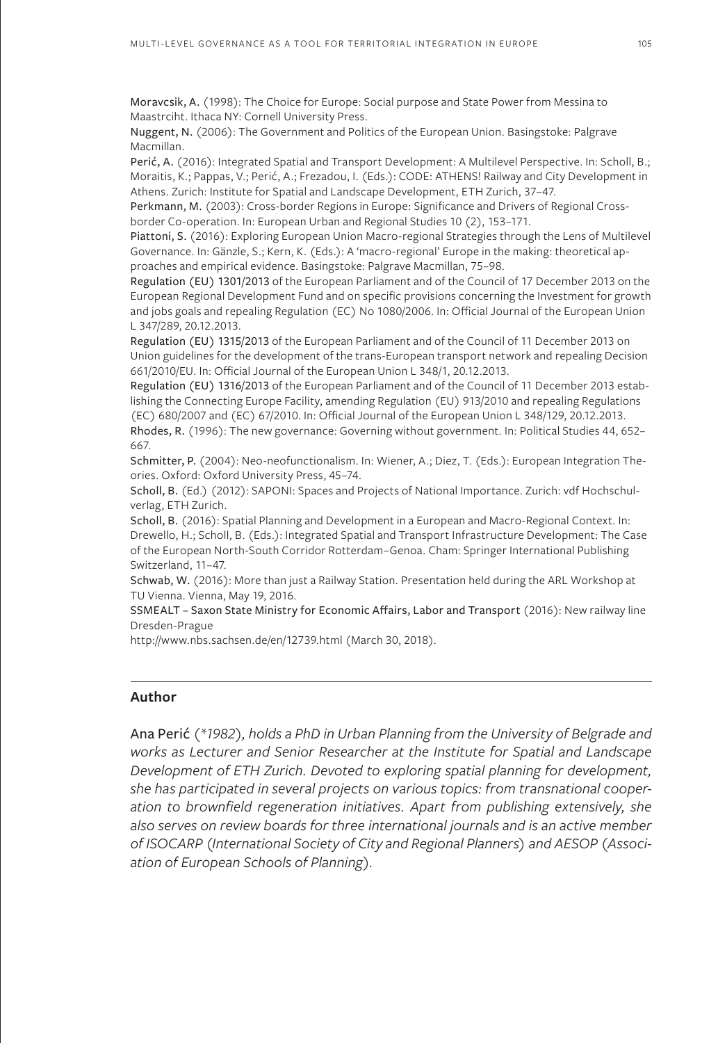Moravcsik, A. (1998): The Choice for Europe: Social purpose and State Power from Messina to Maastrciht. Ithaca NY: Cornell University Press.

Nuggent, N. (2006): The Government and Politics of the European Union. Basingstoke: Palgrave Macmillan.

Perić, A. (2016): Integrated Spatial and Transport Development: A Multilevel Perspective. In: Scholl, B.; Moraitis, K.; Pappas, V.; Perić, A.; Frezadou, I. (Eds.): CODE: ATHENS! Railway and City Development in Athens. Zurich: Institute for Spatial and Landscape Development, ETH Zurich, 37–47.

Perkmann, M. (2003): Cross-border Regions in Europe: Significance and Drivers of Regional Cross-border Co-operation. In: European Urban and Regional Studies 10 (2), 153–171.

Piattoni, S. (2016): Exploring European Union Macro-regional Strategies through the Lens of Multilevel Governance. In: Gänzle, S.; Kern, K. (Eds.): A 'macro-regional' Europe in the making: theoretical approaches and empirical evidence. Basingstoke: Palgrave Macmillan, 75–98.

Regulation (EU) 1301/2013 of the European Parliament and of the Council of 17 December 2013 on the European Regional Development Fund and on specific provisions concerning the Investment for growth and jobs goals and repealing Regulation (EC) No 1080/2006. In: Official Journal of the European Union L 347/289, 20.12.2013.

Regulation (EU) 1315/2013 of the European Parliament and of the Council of 11 December 2013 on Union guidelines for the development of the trans-European transport network and repealing Decision 661/2010/EU. In: Official Journal of the European Union L 348/1, 20.12.2013.

Regulation (EU) 1316/2013 of the European Parliament and of the Council of 11 December 2013 establishing the Connecting Europe Facility, amending Regulation (EU) 913/2010 and repealing Regulations (EC) 680/2007 and (EC) 67/2010. In: Official Journal of the European Union L 348/129, 20.12.2013.

Rhodes, R. (1996): The new governance: Governing without government. In: Political Studies 44, 652–667.

Schmitter, P. (2004): Neo-neofunctionalism. In: Wiener, A.; Diez, T. (Eds.): European Integration Theories. Oxford: Oxford University Press, 45–74.

Scholl, B. (Ed.) (2012): SAPONI: Spaces and Projects of National Importance. Zurich: vdf Hochschulverlag, ETH Zurich.

Scholl, B. (2016): Spatial Planning and Development in a European and Macro-Regional Context. In: Drewello, H.; Scholl, B. (Eds.): Integrated Spatial and Transport Infrastructure Development: The Case of the European North-South Corridor Rotterdam–Genoa. Cham: Springer International Publishing Switzerland, 11–47.

Schwab, W. (2016): More than just a Railway Station. Presentation held during the ARL Workshop at TU Vienna. Vienna, May 19, 2016.

SSMEALT – Saxon State Ministry for Economic Affairs, Labor and Transport (2016): New railway line Dresden-Prague
http://www.nbs.sachsen.de/en/12739.html (March 30, 2018).

## Author

Ana Perić *(\*1982), holds a PhD in Urban Planning from the University of Belgrade and works as Lecturer and Senior Researcher at the Institute for Spatial and Landscape Development of ETH Zurich. Devoted to exploring spatial planning for development, she has participated in several projects on various topics: from transnational cooperation to brownfield regeneration initiatives. Apart from publishing extensively, she also serves on review boards for three international journals and is an active member of ISOCARP (International Society of City and Regional Planners) and AESOP (Association of European Schools of Planning).*